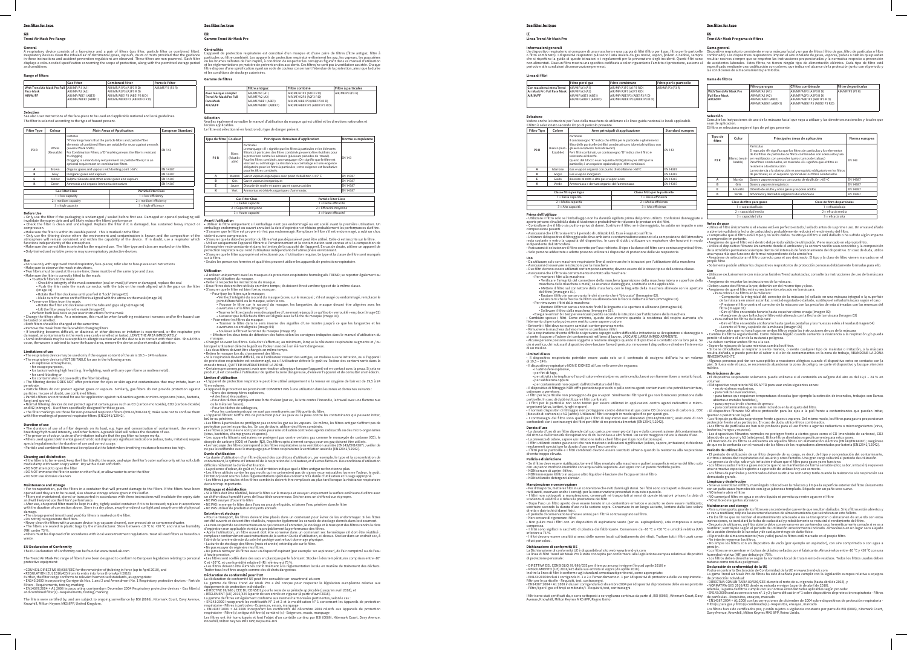See filter for type

# GB

## Trend Air Mask Pro Range

### General

A respiratory device consists of a face-piece and a pair of filters (gas filter, particle filter or combined filter). Respiratory devices clean the inhaled air of determined gases, vapours, dusts or mists provided that the guidance in these instructions and accident prevention regulations are observed. These filters are non-powered. Each filter displays a colour-coded specification concerning the scope of protection, along with the permitted storage period and conditions.

### Range of filters

| | Gas Filter | Combined Filter | Particle Filter |
|---|---|---|---|
| With Trend Air Mask Pro Full Face Mask AIR/M/FF | AIR/MF/A1 (A1)<br>AIR/MF/A2 (A2)<br>AIR/MF/ABE1 (ABE1)<br>AIR/MF/ABEK1 (ABEK1) | AIR/MF/A1P3 (A1P3 R D)<br>AIR/MF/A2P3 (A2P3 R D)<br>AIR/MF/ABE1P3 (ABE1P3 R D)<br>AIR/MF/ABEK1P3 (ABEK1P3 R D) | AIR/MF/P3 (P3 R) |

### Selection

See also User Instructions of the face-piece to be used and applicable national and local guidelines.
The filter is selected according to the type of hazard present.

| Filter Type | Colour | Main Areas of Application | European Standard |
|---|---|---|---|
| P3 R | White (Reusable) | Particles<br>"R" marking means that the particle filters and particle filter elements of combined filters are suitable for reuse against aerosols (several Work Shifts).<br>For Combination Filters, a "D" marking means the filter is resistant to clogging.<br>Clogging is a mandatory requirement on particle filters; it is an optional requirement on combination filters | EN 143 |
| A | Brown | Organic gases and vapours with boiling point >65°C | EN 14387 |
| B | Grey | Inorganic gases and vapours | EN 14387 |
| E | Yellow | Sulphur Dioxide and other acidic gases and vapours | EN 14387 |
| K | Green | Ammonia and organic Ammonia derivatives | EN 14387 |

| Gas Filter Class | Particle Filter Class |
|---|---|
| 1 = low capacity | 1 = low efficiency |
| 2 = medium capacity | 2 = medium efficiency |
| 3 = high capacity | 3 = high efficiency |

### Before Use

- Only use the filter if the packaging is undamaged / sealed before first use. Damaged or opened packaging will invalidate the expiry date and will likely reduce the filters' performance
- Check the filter is clean and undamaged. Replace the filter if it is damaged, has sustained heavy impact or contamination.
- Make sure the filter is within its useable period. This is marked on the filter.
- Only use the filtering device where the environment and contamination is known and the composition of the atmosphere will remain consistent and within the capability of the device. If in doubt, use a respirator which functions independently of the atmosphere.
- Make sure the correct filter is selected for the required use. The filter type and class are marked on the filter.
- Only trained and suitable persons may use respiratory protective devices.

### Use

- For use only with approved Trend respiratory face-pieces; refer also to face-piece user instructions
- Make sure to observe the mask instructions.
- Two filters must be used at the same time; these must be of the same type and class.
- Make sure the filter is correctly fitted to the mask:
  - To attach filters to the mask:
    - Check the integrity of the mask connector (seal on mask); if worn or damaged, replace the seal
    - Push the filter into the mask connector, with the tabs on the mask aligned with the gaps on the filter (Image 01)
    - Rotate the filter clockwise until you feel it "lock" (Image 02)
    - Make sure the arrow on the filter is aligned with the arrow on the mask (Image 03)
  - To remove filters from the mask:
    - Rotate the filter anticlockwise until the tabs and gaps align (Image 04)
    - Lift the filter away from the mask (Image 05)
- Perform both leak tests as per user instructions for the mask
- Change the filters often. As a minimum, this must be when breathing resistance increases and/or the hazard can be tasted or smelt.
- Both filters should be changed at the same time.
- Remove the mask from the face whilst changing filters.
- If breathing becomes difficult, or dizziness or other distress or irritation is experienced, or the respirator gets damaged, or contaminants in the work area can be smelled or tasted, LEAVE THE AREA IMMEDIATELY.
- Some individuals may be susceptible to allergic reaction when the device is in contact with their skin. Should this occur, the wearer is advised to leave the hazard area, remove the device and seek medical attention.

### Limitations of use

- The respiratory device may be used only if the oxygen content of the air is 19.5 – 24% volume.
- The respiratory device is NOT SUITABLE for use in the following areas:
  - in explosive atmospheres,
  - for escape purposes,
  - for tasks involving high heat (e.g. fire-fighting, work with any open flame or molten metal),
  - for sand-blasting or
  - for contaminants not covered by the filter labelling.
- The filtering device DOES NOT offer protection for eyes or skin against contaminates that may irritate, burn or penetrate.
- Particle filters do not protect against gases or vapours. Similarly, gas filters do not provide protection against particles. In case of doubt, use combined filters.
- Particle filters are not tested for use for application against radioactive agents or micro-organisms (virus, bacteria, fungi and spores).
- Normal filtering devices do not protect against certain gases such as CO (carbon monoxide), $CO_2$ (carbon dioxide) and $N_2$ (nitrogen). Use filters specifically designed for these gases.
- The filter markings are those for non-powered respirator filters (EN143/EN14387); make sure not to confuse them with filter markings of powered respirator filters (EN12941/12942).

### Duration of use

- The duration of use of a filter depends on its load, e.g. type and concentration of contaminant, the wearer's breathing rhythm and intensity, and other factors. A greater load will reduce the duration of use.
- The presence of odour, taste and/or irritation indicates that the gas filter no longer works.
- Filters used against detrimental gases that do not display any significant indications (odour, taste, irritation) require special regulations for the duration of use and correct usage.
- Particle and combined filters must be replaced at the latest when breathing resistance becomes too high.

### Cleaning and disinfection

- If the filter is to be re-used, keep the filter fitted to the mask, and wipe the filter's outer surface only with a soft cloth made damp with warm soapy water. Dry with a clean soft cloth.
- DO NOT attempt to open the filter
- DO NOT immerse the filter in water or other fluid, or allow water to enter the filter
- DO NOT use abrasive cleaners

### Maintenance and storage

- For transportation, put the filters in a container that will prevent damage to the filters. If the filters have been opened and they are to be reused, also observe storage advice given in this leaflet.
- Filters not maintained, stored or transported in accordance with these instructions will invalidate the expiry date and will likely reduce the filters' performance.
- After use, an opened filter must be kept in a dry, tightly sealed container if it is to be reused; replace in accordance with the duration of use section above. Store in a dry place, away from direct sunlight and away from risk of physical damage.
- The storage period (month and year) for filters is marked on the filter.
- Do not try to regenerate the filters.
- Never clean the filters with a vacuum device (e.g. vacuum cleaner), compressed air or compressed water.
- The filters are sealed in plastic bags by the manufacturer. Store between -10 °C to +50 °C and relative humidity (RH) under 75%.
- Filters must be disposed of in accordance with local waste treatment regulations. Treat all used filters as hazardous waste.

### EU Declaration of Conformity

The EU Declaration of Conformity can be found at www.trend-uk.com

The Trend Air Mask Pro range of filters have been designed to conform to European legislation relating to personal protective equipment:

- COUNCIL DIRECTIVE 89/686/EEC for the remainder of its being in force (up to April 2018), and
- REGULATION (EU) 2016/425 from its entry into force (from April 2018).

Further, the filter range conforms to relevant harmonised standards, as appropriate:

- EN143:2000 incorporating Corrigenda Nos. 1 and 2 and Amendment No. 1 Respiratory protective devices - Particle Filters - Requirements, testing, marking
- EN14387:2004 + A1:2008 incorporating corrigendum December 2004 Respiratory protective devices - Gas filter(s) and combined filter(s) - Requirements, testing, marking

The filters were certified by, and are subject to ongoing surveillance by BSI (0086), Kitemark Court, Davy Avenue, Knowlhill, Milton Keynes MK5 8PP, United Kingdom.

See filter for type

# FR

## Gamme Trend Air Mask Pro

### Généralités

L'appareil de protection respiratoire est constitué d'un masque et d'une paire de filtres (filtre antigaz, filtre à particules ou filtre combiné). Les appareils de protection respiratoire éliminent les gaz, les vapeurs, les poussières ou les brumes néfastes de l'air inspiré, à condition de respecter les consignes figurant dans ce manuel d'utilisation et les réglementations en matière de prévention des accidents. Ces filtres ne sont pas à ventilation assistée. Chaque filtre dispose d'une spécification ayant un code de couleur concernant l'étendue de la protection, ainsi que la durée et les conditions de stockage autorisées.

### Gamme de filtres

| | Filtre antigaz | Filtre combiné | Filtre à particules |
|---|---|---|---|
| Avec masque complet Trend Air Mask Pro Full Face Mask AIR/M/FF | AIR/MF/A1 (A1)<br>AIR/MF/A2 (A2)<br>AIR/MF/ABE1 (ABE1)<br>AIR/MF/ABEK1 (ABEK1) | AIR/MF/A1P3 (A1P3 R D)<br>AIR/MF/A2P3 (A2P3 R D)<br>AIR/MF/ABE1P3 (ABE1P3 R D)<br>AIR/MF/ABEK1P3 (ABEK1P3 R D) | AIR/MF/P3 (P3 R) |

### Sélection

Veuillez également consulter le manuel d'utilisation du masque qui est utilisé et les directives nationales et locales applicables.
Le filtre est sélectionné en fonction du type de danger présent.

| Type de filtre | Couleur | Principaux domaines d'application | Norme européenne |
|---|---|---|---|
| P3 R | Blanc (Réutilisable) | Particules<br>Le marquage « R » signifie que les filtres à particules et les éléments filtrants à particules des filtres combinés peuvent être réutilisés pour la protection contre les aérosols (plusieurs périodes de travail).<br>Pour les filtres combinés, un marquage « D » signifie que le filtre est résistant au colmatage. La résistance au colmatage est une exigence obligatoire pour les filtres à particules ; cette exigence est facultative pour les filtres combinés. | EN 143 |
| A | Marron | Gaz et vapeurs organiques avec point d'ébullition > 65° C | EN 14387 |
| B | Gris | Gaz et vapeurs inorganiques | EN 14387 |
| E | Jaune | Dioxyde de soufre et autres gaz et vapeurs acides | EN 14387 |
| K | Vert | Ammoniac et dérivés organiques d'ammoniac | EN 14387 |

| Gas Filter Class | Particle Filter Class |
|---|---|
| 1 = Faible capacité | 1 = Faible efficacité |
| 2 = Capacité moyenne | 2 = Efficacité moyenne |
| 3 = Haute capacité | 3 = Haute efficacité |

### Avant l'utilisation

- Utiliser le filtre uniquement si l'emballage n'est pas endommagé ou est scellé avant la première utilisation. Un emballage endommagé ou ouvert annulera la date d'expiration et réduira probablement les performances du filtre.
- S'assurer que le filtre est propre et n'est pas endommagé. Remplacer le filtre s'il est endommagé, a subi un choc violent ou une contamination.
- S'assurer que la date d'expiration du filtre n'est pas dépassée et peut être utilisé. Celle-ci est inscrite sur le filtre.
- Utiliser uniquement l'appareil filtrant si l'environnement et la contamination sont connus et si la composition de l'atmosphère reste constante et dans les limites de la capacité de l'appareil. En cas de doute, utiliser un appareil de protection respiratoire qui rend l'utilisateur indépendant de l'atmosphère environnante.
- S'assurer que le filtre approprié est sélectionné pour l'utilisation requise. Le type et la classe de filtre sont marqués sur le filtre.
- Seules les personnes formées et qualifiées peuvent utiliser les appareils de protection respiratoire.

### Utilisation

- À utiliser uniquement avec les masques de protection respiratoire homologués TREND ; se reporter également au manuel d'utilisation du masque.
- Veiller à respecter les instructions du masque.
- Deux filtres doivent être utilisés en même temps ; ils doivent être du même type et de la même classe.
- S'assurer que le filtre est bien fixé au masque :
  - Pour fixer les filtres sur le masque :
    - Vérifiez l'intégrité du raccord du masque (joint sur le masque) ; s'il est usagé ou endommagé, remplacer le joint d'étanchéité ou le masque, selon le cas.
    - Poussez le filtre sur le raccord du masque, les languettes du masque devant être alignées avec les ouvertures sur le filtre (Image 01).
    - Tourner le filtre dans le sens des aiguilles d'une montre jusqu'à ce qu'il soit « verrouillé » en place (Image 02)
    - S'assurer que la flèche du filtre est alignée avec la flèche du masque (Image 03).
  - Pour retirer les filtres du masque :
    - Tourner le filtre dans le sens inverse des aiguilles d'une montre jusqu'à ce que les languettes et les ouvertures soient alignées (Image 04)
    - Soulever le filtre et le retirer du masque (Image 05)
- Effectuer les deux tests de détection des fuites selon les consignes indiquées dans le manuel d'utilisation du masque
- Changer souvent les filtres. Cela doit s'effectuer, au minimum, lorsque la résistance respiratoire augmente et / ou lorsque l'utilisateur détecte le goût ou l'odeur associé à un élément dangereux.
- Les deux filtres doivent être changés en même temps.
- Retirer le masque lors du changement des filtres.
- Si la respiration devient difficile, ou si l'utilisateur ressent des vertiges, un malaise ou une irritation, ou si l'appareil de protection respiratoire est endommagé, ou si l'utilisateur détecte le goût ou l'odeur des contaminants dans la zone de travail, QUITTER IMMÉDIATEMENT LA ZONE.
- Certaines personnes peuvent avoir une réaction allergique lorsque l'appareil est en contact avec la peau. Si cela se produit, il est conseillé à l'utilisateur de quitter la zone dangereuse, d'enlever l'appareil et de consulter un médecin.

### Limites d'utilisation

- L'appareil de protection respiratoire peut être utilisé uniquement si la teneur en oxygène de l'air est de 19,5 à 24 % en volume.
- L'appareil de protection respiratoire NE CONVIENT PAS à une utilisation dans les zones et domaines suivants :
  - Dans des atmosphères explosives,
  - À des fins d'évacuation,
  - Pour des tâches impliquant une forte chaleur (par ex., la lutte contre l'incendie, le travail avec une flamme nue ou le métal en fusion),
  - Pour les tâches de sablage ou,
  - Pour les contaminants qui ne sont pas mentionnés sur l'étiquette du filtre.
- L'appareil filtrant n'offre PAS de protection pour les yeux ou la peau contre les contaminants qui peuvent irriter, brûler ou pénétrer.
- Les filtres à particules ne protègent pas contre les gaz ou les vapeurs. De même, les filtres antigaz n'offrent pas de protection contre les particules. En cas de doute, utiliser des filtres combinés.
- Les filtres à particules ne sont pas testés pour une utilisation contre des agents radioactifs ou des micro-organismes (virus, bactéries, champignons et spores).
- Les appareils filtrants ordinaires ne protègent pas contre certains gaz comme le monoxyde de carbone (CO), le dioxyde de carbone ($CO_2$) et l'azote ($N_2$). Des filtres spécialement conçus pour ces gaz doivent être utilisés.
- Le marquage des filtres correspond à des filtres respiratoires sans ventilation assistée (EN143/EN14387) ; veiller de ne pas le confondre avec le marquage pour filtres respiratoires à ventilation assistée (EN12941/12942).

### Durée d'utilisation

- La durée d'utilisation d'un filtre dépend des conditions d'utilisation, par exemple, le type et la concentration de contaminant, le rythme et l'intensité de la respiration de l'utilisateur, et d'autres facteurs. Des conditions d'utilisation difficiles réduiront la durée d'utilisation.
- La présence d'odeur, de goût et / ou d'irritation indique que le filtre antigaz ne fonctionne plus.
- Les filtres utilisés contre les gaz nocifs qui ne présentent pas de signes reconnaissables (comme l'odeur, le goût, l'irritation) sont soumis à des réglementations spéciales concernant la durée d'utilisation et l'usage approprié.
- Les filtres à particules et les filtres combinés doivent être remplacés au plus tard lorsque la résistance respiratoire devient trop importante.

### Nettoyage et désinfection

- Si le filtre doit être réutilisé, laisser le filtre sur le masque et essuyer uniquement la surface extérieure du filtre avec un chiffon doux humidifié avec de l'eau tiède savonneuse. Sécher avec un chiffon doux et propre.
- NE PAS essayer d'ouvrir le filtre
- NE PAS immerger le filtre dans l'eau ou un autre liquide, ni laisser l'eau pénétrer dans le filtre
- NE PAS utiliser de produits nettoyants abrasifs

### Entretien et stockage

- Pour le transport, les filtres doivent être placés dans un conteneur pour éviter de les endommager. Si les filtres ont été ouverts et doivent être réutilisés, respecter également les conseils de stockage donnés dans ce document.
- Le non-respect de ces instructions en ce qui concerne l'entretien, le stockage et le transport des filtres rendra la date d'expiration non applicable et réduira probablement la performance des filtres.
- Après l'utilisation, un filtre ouvert doit être conservé dans un conteneur sec hermétique s'il doit être réutilisé ; remplacer conformément aux instructions de la section Durée d'utilisation, ci-dessus. Stocker dans un endroit sec, à l'abri de la lumière directe du soleil et protégé contre tout dommage physique.
- La durée de stockage des filtres (mois et année) est indiquée sur le filtre.
- Ne pas essayer de régénérer les filtres.
- Ne jamais nettoyer les filtres avec un dispositif aspirant (par exemple : un aspirateur), de l'air comprimé ou de l'eau à haute pression.
- Les filtres sont scellés dans des sacs en plastique par le fabricant. Stocker à des températures comprises entre -10° et +50° C, et une humidité relative (HR) inférieure à 75 %.
- Les filtres doivent être éliminés conformément à la réglementation locale en matière de traitement des déchets. Traiter tous les filtres usagés comme des déchets dangereux.

### Déclaration de conformité pour l'UE

La déclaration de conformité UE peut être consultée sur www.trend-uk.com

La gamme de filtres Trend Air Mask Pro a été conçue pour respecter la législation européenne relative aux équipements de protection individuelle :

- DIRECTIVE 89/686 / CEE DU CONSEIL pour le reste de sa période applicable (jusqu'en avril 2018), et
- RÈGLEMENT (UE) 2016/425 à partir de son entrée en vigueur (à partir d'avril 2018).

La gamme de filtres est également conforme aux normes harmonisées pertinentes, selon le cas :

- EN143:2000 Incorporant les rectificatifs N° 1 et 2 et la modification N° 1 concernant les Appareils de protection respiratoire - Filtres à particules - Exigences, essais, marquage
- EN14387:2004 + A1:2008 Incorporant les rectificatifs de décembre 2004 relatifs aux Appareils de protection respiratoire - Filtre (s) antigaz et filtre (s) combiné (s) - Exigences, essais, marquage

Les filtres ont été homologués et font l'objet d'un contrôle continu par BSI (0086), Kitemark Court, Davy Avenue, Knowlhill, Milton Keynes MK5 8PP, Royaume-Uni.

See filter for type

# IT

## Linea Trend Air Mask Pro

### Informazioni generali

Un dispositivo respiratorio è composto da una maschera e una coppia di filtri (filtro per il gas, filtro per le particelle o filtro combinato). I dispositivi respiratori puliscono l'aria inalata da gas nocivi, vapori, polveri o nebbie, sempre che si rispettino la guida di queste istruzioni e i regolamenti per la prevenzione degli incidenti. Questi filtri sono non alimentati. Ciascun filtro mostra una specifica codificata a colori riguardante l'ambito di protezione, assieme al periodo e alle condizioni di conservazione permesse.

### Linea di filtri

| | Filtro per il gas | Filtro combinato | Filtro per le particelle |
|---|---|---|---|
| Con maschera intera Trend Air Mask Pro Full Face Mask AIR/M/FF | AIR/MF/A1 (A1)<br>AIR/MF/A2 (A2)<br>AIR/MF/ABE1 (ABE1)<br>AIR/MF/ABEK1 (ABEK1) | AIR/MF/A1P3 (A1P3 R D)<br>AIR/MF/A2P3 (A2P3 R D)<br>AIR/MF/ABE1P3 (ABE1P3 R D)<br>AIR/MF/ABEK1P3 (ABEK1P3 R D) | AIR/MF/P3 (P3 R) |

### Selezione

Vedere anche le istruzioni per l'uso della maschera da utilizzare e le linee guida nazionali e locali applicabili.
Il filtro è selezionato secondo il tipo di pericolo presente.

| Filtro Tipo | Colore | Aree principali di applicazione | Standard europeo |
|---|---|---|---|
| P3 R | Bianco (riutilizzabile) | Particelle<br>Il contrassegno "R" indica che i filtri per le particelle e gli elementi filtro delle particelle dei filtri combinati sono idonei al riutilizzo con gli aerosol (diversi turni di lavoro).<br>Per i filtri combinati, un contrassegno "D" indica che il filtro è resistente all'occlusione.<br>Questa occlusione è un requisito obbligatorio per i filtri per le particelle; è un requisito opzionale per i filtri combinati. | EN 143 |
| A | Marrone | Gas e vapori organici con punto di ebollizione >65°C | EN 14387 |
| B | Grigio | Gas e vapori inorganici | EN 14387 |
| E | Giallo | Biossido di zolfo e altri gas e vapori acidi | EN 14387 |
| K | Verde | Ammoniaca e derivati organici dell'ammoniaca | EN 14387 |

| Classe filtro per il gas | Classe filtro per le particelle |
|---|---|
| 1 = Bassa capacità | 1 = Bassa efficienza |
| 2 = Media capacità | 2 = Media efficienza |
| 3 = Alta capacità | 3 = Alta efficienza |

### Prima dell'utilizzo

- Utilizzare il filtro solo se l'imballaggio non ha danni/il sigillo prima del primo utilizzo. Confezioni danneggiate e aperte privano di validità la data di scadenza e probabilmente riducono le prestazioni del filtro.
- Controllare che il filtro sia pulito e privo di danni. Sostituire il filtro se è danneggiato, ha subito un forte impatto o una contaminazione.
- Assicurarsi che il filtro sia entro il periodo di utilizzabilità. Esso è segnato sul filtro.
- Utilizzare il dispositivo di filtraggio solo dove ambiente e contaminazione sono noti e la composizione dell'atmosfera resta costante e entro la capacità del dispositivo. In caso di dubbi, utilizzare un respiratore che funzioni in modo indipendente dall'atmosfera.
- Assicurarsi di selezionare il filtro corretto per l'uso richiesto. Il tipo e la classe del filtro sono contrassegnati sul filtro.
- Solo persone addestrate e adatte possono utilizzare i dispositivi di protezione delle vie respiratorie.

### Uso

- Da utilizzare solo con maschere respiratorie Trend; vedere anche le istruzioni per l'utilizzatore della maschera
- Assicurarsi di osservare le istruzioni per la maschera.
- Due filtri devono essere utilizzati contemporaneamente; devono essere dello stesso tipo e della stessa classe.
- Assicurarsi che il filtro sia correttamente montato alla maschera:
  - Per montare i filtri alla maschera:
    - Verificare l'integrità del connettore della maschera (guarnizione della maschera intera o superficie della maschera della mascherina a metà); se usurato o danneggiato, sostituire come applicabile.
    - Mettere il filtro sul connettore della maschera, con le linguette della maschera allineate con le aperture del filtro (Immagine 01).
    - Ruotare il filtro in senso orario finché si sente che è "bloccato" (Immagine 02).
    - Assicurarsi che la freccia del filtro sia allineata con la freccia della maschera (Immagine 03).
  - Per rimuovere i filtri dalla maschera:
    - Ruotare il filtro in senso antiorario finché le linguette e le aperture si allineano (Immagine 04).
    - Sollevare il filtro dalla maschera (Immagine 05).
- Eseguire entrambi i test per eventuali perdite secondo le istruzioni per l'utilizzatore della maschera.
- Cambiare spesso i filtri. Come minimo, questo deve avvenire quando la resistenza di respiro aumenta e/o l'elemento di pericolo può essere sentito come sapore o odore.
- Entrambi i filtri devono essere cambiati contemporaneamente.
- Rimuovere la maschera dal viso mentre si cambiano i filtri.
- Se la respirazione diventa difficile o si provano capogiri o altre difficoltà o irritazioni o se il respiratore si danneggia o se odori o sapore di contaminanti nell'area di lavoro, LASCIARE L'AREA IMMEDIATAMENTE.
- Alcune persone possono essere soggette a reazione allergica quando il dispositivo è a contatto con la loro pelle. Se ciò si verifica, chi indossa il dispositivo deve lasciare l'area di pericolo, rimuovere il dispositivo e chiedere l'intervento di un medico.

### Limiti di uso

- Il dispositivo respiratorio potrebbe essere usato solo se il contenuto di ossigeno dell'aria ha un volume di 19,5 – 24%.
- Il dispositivo respiratorio NON È IDONEO all'uso nelle aree che seguono:
  - in atmosfere esplosive,
  - per fini di fuga,
  - per attività che implicano l'uso di calore elevato (per es. antincendio, lavori con fiamme libere o metallo fuso),
  - per sabbiatura oppure
  - per contaminanti non coperti dall'etichettatura del filtro.
- Il dispositivo di filtraggio NON offre protezione per occhi o pelle contro agenti contaminanti che potrebbero irritare, ustionare o penetrare.
- I filtri per le particelle non proteggono da gas o vapori. Similmente i filtri per il gas non forniscono protezione dalle particelle. In caso di dubbio utilizzare i filtri combinati.
- I filtri per le particelle non sono testati per essere utilizzati in applicazioni contro agenti radioattivi o micro-organismi (virus, batteri, funghi e spore).
- I normali dispositivi di filtraggio non proteggono contro determinati gas come CO (monossido di carbonio), $CO_2$ (biossido di carbonio) e $N_2$ (azoto). Utilizzare i filtri concepiti in modo specifico per questi gas.
- I contrassegni del filtro sono quelli per i filtri di respiratori non alimentati (EN143/EN14387); assicurarsi di non confonderli con i contrassegni dei filtri per i filtri di respiratori alimentati (EN12941/12942).

### Durata d'uso

- La durata d'uso di un filtro dipende dal suo carico, per esempio dal tipo e dalla concentrazione del contaminante, dal ritmo e dall'intensità di respirazione di chi lo indossa e altri fattori. Un carico maggiore riduce la durata d'uso.
- La presenza di odore, sapore e/o irritazione indica che il filtro per il gas non funziona più.
- I filtri utilizzati contro gas nocivi che non mostrano indicazioni significative (odore, sapore, irritazione) richiedono regolamenti speciali per la durata d'uso e l'uso corretto.
- I filtri per le particelle e i filtri combinati devono essere sostituiti almeno quando la resistenza alla respirazione diventa troppo elevata.

### Pulizia e disinfezione

- Se il filtro deve essere riutilizzato, tenere il filtro montato alla maschera e pulire la superficie esterna del filtro solo con un panno morbido inumidito con acqua calda saponata. Asciugare con un panno morbido pulito.
- NON cercare di aprire il filtro
- NON immergere il filtro in acqua o altro liquido né lasciare che l'acqua entri nel filtro.
- NON utilizzare detergenti abrasivi.

### Manutenzione e conservazione

- Per il trasporto, mettere i filtri in un contenitore che eviti danni agli stessi. Se i filtri sono stati aperti e devono essere riutilizzati, osservare anche i consigli per la conservazione presentati in questo opuscolo.
- I filtri non adeguatamente manutenzionati, conservati né trasportati ai sensi di queste istruzioni privano la data di scadenza di validità e si riduce la prestazione dei filtri.
- Dopo l'uso un filtro aperto deve essere tenuto in un contenitore ermetico e asciutto se deve essere riutilizzato; sostituire secondo la durata d'uso nella sezione sopra. Conservare in un luogo asciutto, lontano dalla luce solare diretta e dai rischi di danni fisici.
- Il periodo di conservazione (mese e anno) per i filtri è contrassegnato sul filtro.
- Non cercare di rigenerare i filtri.
- Non pulire mai i filtri con un dispositivo di aspirazione vuoto (per es. aspirapolvere), aria compressa o acqua compressa.
- I filtri sono sigillati in sacchetti di plastica dal fabbricante. Conservare da -10 °C a +50 °C e umidità relativa (UR) inferiore a 75 %.
- I filtri devono essere smaltiti ai sensi delle norme locali sul trattamento dei rifiuti. Trattare tutti i filtri usati come rifiuti pericolosi.

### Dichiarazione di conformità UE

La Dichiarazione di conformità UE è disponibile al sito web www.trend-uk.com

La linea di filtri Trend Air Mask Pro è stata concepita per conformarsi alla legislazione europea relativa ai dispositivi di protezione personale:

- DIRETTIVA DEL CONSIGLIO 89/686/CEE per il tempo ancora in vigore (fino ad aprile 2018) e
- REGOLAMENTO (UE) 2016/425 dalla sua entrata in vigore (da aprile 2018).

Inoltre la linea di filtri è conforme agli standard armonizzati pertinenti, come appropriato:

- EN143:2000 inclusi i corrigenda N. 1 e 2 e l'emendamento n. 1 per i dispositivi di protezione delle vie respiratorie - Filtri per particelle - Requisiti, test, contrassegni.
- EN14387:2004 + A1:2008 inclusi il corrigendum di dicembre 2004 per i dispositivi di protezione delle vie respiratorie - Filtro/i per il gas e filtro/i combinato/i - Requisiti, test, contrassegni.

I filtri sono stati certificati da, e sono sottoposti a sorveglianza continua da parte di, BSI (0086), Kitemark Court, Davy Avenue, Knowlhill, Milton Keynes MK5 8PP, Regno Unito.

See filter for type

# ES

## Trend Air Mask Pro gama de filtros

### Gama general

Dispositivo respiratorio consistente en una máscara facial y un par de filtros (filtro de gas, filtro de partículas o filtro combinado). Los dispositivos respiratorios limpian el aire inhalado de gases, vapores, polvos o nieblas que puedan resultar nocivos siempre que se respeten las instrucciones proporcionadas y la normativa respecto a prevención de accidentes laborales. Estos filtros no tienen ningún tipo de alimentación eléctrica. Cada tipo de filtro está especificado mediante una codificación con colores, que indican el alcance de la protección junto con el periodo y las condiciones de almacenamiento permitidos.

### Gama de filtros

| | Filtro para gas | Filtro combinado | Filtro de partículas |
|---|---|---|---|
| With Trend Air Mask Pro Full Face Mask AIR/M/FF | AIR/MF/A1 (A1)<br>AIR/MF/A2 (A2)<br>AIR/MF/ABE1 (ABE1)<br>AIR/MF/ABEK1 (ABEK1) | AIR/MF/A1P3 (A1P3 R D)<br>AIR/MF/A2P3 (A2P3 R D)<br>AIR/MF/ABE1P3 (ABE1P3 R D)<br>AIR/MF/ABEK1P3 (ABEK1P3 R D) | AIR/MF/P3 (P3 R) |

### Selección

Consulte las Instrucciones de uso de la máscara facial que vaya a utilizar y las directrices nacionales y locales que sean de aplicación.
El filtro se selecciona según el tipo de peligro presente.

| Tipo de filtro | Color | Principales áreas de aplicación | Norma europea |
|---|---|---|---|
| P3 R | Blanco (reutilizable) | Partículas.<br>El marcado «R» significa que los filtros de partículas y los elementos de los filtros de partículas de filtros combinados son adecuados para ser reutilizados con aerosoles (varios turnos de trabajo).<br>Para filtros combinados, un marcado «D» significa que el filtro es resistente a la obstrucción.<br>La resistencia a la obstrucción es un requisito obligatorio en los filtros de partículas; es un requisito opcional en los filtros combinados. | EN 143 |
| A | Marrón | Gases y vapores orgánicos con punto de ebullición >65 °C | EN 14387 |
| B | Gris | Gases y vapores inorgánicos | EN 14387 |
| E | Amarillo | Dióxido de azufre y otros gases y vapores ácidos | EN 14387 |
| K | Verde | Amoníaco y derivados orgánicos del amoníaco | EN 14387 |

| Clase de filtro para gases | Clase de filtro de partículas |
|---|---|
| 1 = capacidad baja | 1 = eficacia baja |
| 2 = capacidad media | 2 = eficacia media |
| 3 = capacidad alta | 3 = eficacia alta |

### Antes de usar

- Utilice el filtro únicamente si el envase está en perfecto estado / sellado antes de su primer uso. Un envase dañado o abierto invalidará la fecha de caducidad y probablemente reducirá el rendimiento del filtro.
- Compruebe que el filtro está limpio y no sufre daños. Sustituya el filtro si está dañado o ha sufrido algún impacto o contaminación importante.
- Asegúrese de que el filtro esté dentro del periodo válido de utilización. Viene marcado en el propio filtro.
- Utilice el dispositivo filtrante únicamente donde el ambiente y la contaminación sean conocidos y la composición de la atmósfera permanezca siempre dentro del intervalo de funcionamiento del dispositivo. En caso de duda, utilice una mascarilla que funcione de forma independiente de la atmósfera.
- Asegúrese de seleccionar el filtro correcto para el uso destinado. El tipo y la clase de filtro vienen marcados en el propio filtro.
- Solamente podrán utilizar los dispositivos respiratorios de protección personas debidamente formadas para ello.

### Uso

- Utilizar exclusivamente con máscaras faciales Trend autorizadas; consulte las instrucciones de uso de la máscara facial.
- Asegúrese de respetar las instrucciones de la máscara.
- Deben usarse dos filtros a la vez, deberán ser del mismo tipo y clase.
- Asegúrese de que el filtro esté correctamente colocado en la máscara:
  - Para colocar los filtros en la máscara:
    - Compruebe la integridad del conector de la máscara (el sellado en una máscara integral o la superficie de la máscara en una mascarilla); si está desgastado o dañado, sustitúyalo según corresponda.
    - Presione el filtro contra el conector de la máscara con las pestañas de esta alineadas con las muescas del filtro (Imagen 01)
    - Gire el filtro en sentido horario hasta escuchar cómo encaja (Imagen 02)
    - Asegúrese de que la flecha del filtro esté alineada con la flecha de la máscara (Imagen 03)
  - Para extraer los filtros de la máscara:
    - Gire el filtro en sentido antihorario hasta que las pestañas y las muescas estén alineadas (Imagen 04)
    - Levante el filtro y sepárelo de la máscara (Imagen 05)
- Compruebe que no haya fugas en ambos filtros según las instrucciones de uso de la máscara
- Cambie los filtros regularmente. Como mínimo habrá cuando aumente la resistencia a la respiración y/o pueda percibir el sabor o el olor de la sustancia peligrosa.
- Se deben cambiar ambos filtros a la vez.
- Separe la máscara de la cara mientras cambia los filtros.
- Si tiene dificultades al respirar o siente mareos, o siente cualquier tipo de malestar o irritación, o la máscara resulta dañada, o puede percibir el sabor o el olor de contaminantes en la zona de trabajo, ABANDONE LA ZONA INMEDIATAMENTE.
- Algunas personas podrían ser susceptibles a reacciones alérgicas cuando el dispositivo entra en contacto con la piel. Si fuera este el caso, se recomienda abandonar la zona de peligro, se quite el dispositivo y busque atención médica.

### Restricciones de uso

- El dispositivo respiratorio solamente puede utilizarse si el contenido en oxígeno del aire es de 19,5 – 24 % en volumen.
- El dispositivo respiratorio NO ES APTO para usar en las siguientes zonas:
  - en atmósferas explosivas,
  - para realizar evacuaciones,
  - para tareas que requieran temperaturas elevadas (por ejemplo la extinción de incendios, trabajos con llamas abiertas o metales fundidos),
  - para proyección de chorros de arena o
  - para contaminantes que no estén incluidos en la etiqueta del filtro.
- El dispositivo filtrante NO ofrece protección para los ojos o la piel frente a contaminantes que puedan irritar, quemar o penetrar en la piel.
- Los filtros de partículas no protegen frente a gases o vapores. Del mismo modo, los filtros para gas no proporcionan protección frente a las partículas. En caso de duda, utilice filtros combinados.
- Los filtros de partículas no han sido probados para el uso frente a agentes radiactivos o microorganismos (virus, bacterias, hongos y esporas).
- Los dispositivos filtrantes normales no protegen frente a ciertos gases como el CO (monóxido de carbono), $CO_2$ (dióxido de carbono) y $N_2$ (nitrógeno). Utilice filtros diseñados específicamente para estos gases.
- El marcado de los filtros se encuentra en aquellos filtros sin alimentación eléctrica (EN143/EN14387); asegúrese de que no lo confunda con el marcado de los filtros de los respiradores alimentados por batería (EN12941/12942).

### Periodo de utilización

- El periodo de utilización de un filtro depende de su carga, es decir, del tipo y concentración del contaminante, el ritmo e intensidad respiratorios del usuario y otros factores. Una gran carga reducirá el periodo de utilización.
- La presencia de olor, sabor y/o irritación indican que el filtro para gases ya no funciona.
- Los filtros usados frente a gases nocivos que no se manifiestan de forma sensible (olor, sabor, irritación) requieren una normativa especial respecto a su periodo de utilización y uso correcto.
- Los filtros de partículas y combinados deben sustituirse como muy tarde cuando la resistencia a la respiración sea demasiado grande.

### Limpieza y desinfección

- Si se va a reutilizar el filtro, manténgalo colocado en la máscara y limpie la superficie exterior del filtro únicamente con un paño suave humedecido con agua jabonosa templada. Séquelo con un paño seco suave.
- NO intente abrir el filtro
- NO sumerja el filtro en agua o en otro líquido ni permita que entre agua en el filtro
- NO utilice detergentes abrasivos

### Maintenance and storage

- Para su transporte, guarde los filtros en un contenedor que evite que resulten dañados. Si los filtros están abiertos y se van a reutilizar, respete las recomendaciones de almacenamiento que se indican en este folleto.
- En los filtros que no reciban el mantenimiento adecuado o no se transporten o almacenen de acuerdo con estas instrucciones, se invalidará la fecha de caducidad y probablemente se reducirá el rendimiento del filtro.
- Después de utilizarse, un filtro abierto debe conservarse en un contenedor seco herméticamente cerrado si se va a reutilizar; sustitúyalo de acuerdo con el periodo de utilización anteriormente indicado. Almacénelo en un lugar seco alejado de la acción directa de la luz solar y de cualquier riesgo de daño físico.
- El periodo de almacenamiento (mes y año) para los filtros está marcado en el propio filtro.
- No intente regenerar los filtros.
- No limpie los filtros con un dispositivo de vacío (por ejemplo un aspirador), con aire comprimido o con agua a presión.
- Los filtros se encuentran en bolsas de plástico selladas por el fabricante. Almacénelos entre -10 °C y +50 °C con una humedad relativa (HR) por debajo del 75%.
- Los filtros deben desecharse según la normativa local de tratamiento de residuos. Todos los filtros usados deben tratarse como residuos peligrosos.

### Declaración de conformidad de la UE

Podrá encontrar la Declaración de Conformidad de la UE en www.trend-uk.com

La gama Trend Air Mask Pro de filtros ha sido diseñada para cumplir con la legislación europea relativa a equipos de protección individual:

- DIRECTIVA COMUNITARIA 89/686/CEE durante el resto de su vigencia (hasta abril de 2018), y
- NORMATIVA (UE) 2016/425 desde su entrada en vigor (a partir de abril de 2018).

Además, la gama de filtros cumple con las normas estandarizadas aplicables según proceda:

- EN143:2000 con las correcciones nº 1 y 2 y la modificación nº 1 sobre dispositivos de protección respiratoria - Filtros de partículas - Requisitos, ensayos, marcado
- EN14387:2004 + A1:2008 con las correcciones de diciembre de 2004 sobre dispositivos de protección respiratoria - Filtro(s) para gas y filtro(s) combinado(s) - Requisitos, ensayos, marcado

Los filtros han sido certificados por, y están sujetos a vigilancia constante por parte de BSI (0086), Kitemark Court, Davy Avenue, Knowlhill, Milton Keynes MK5 8PP, Reino Unido.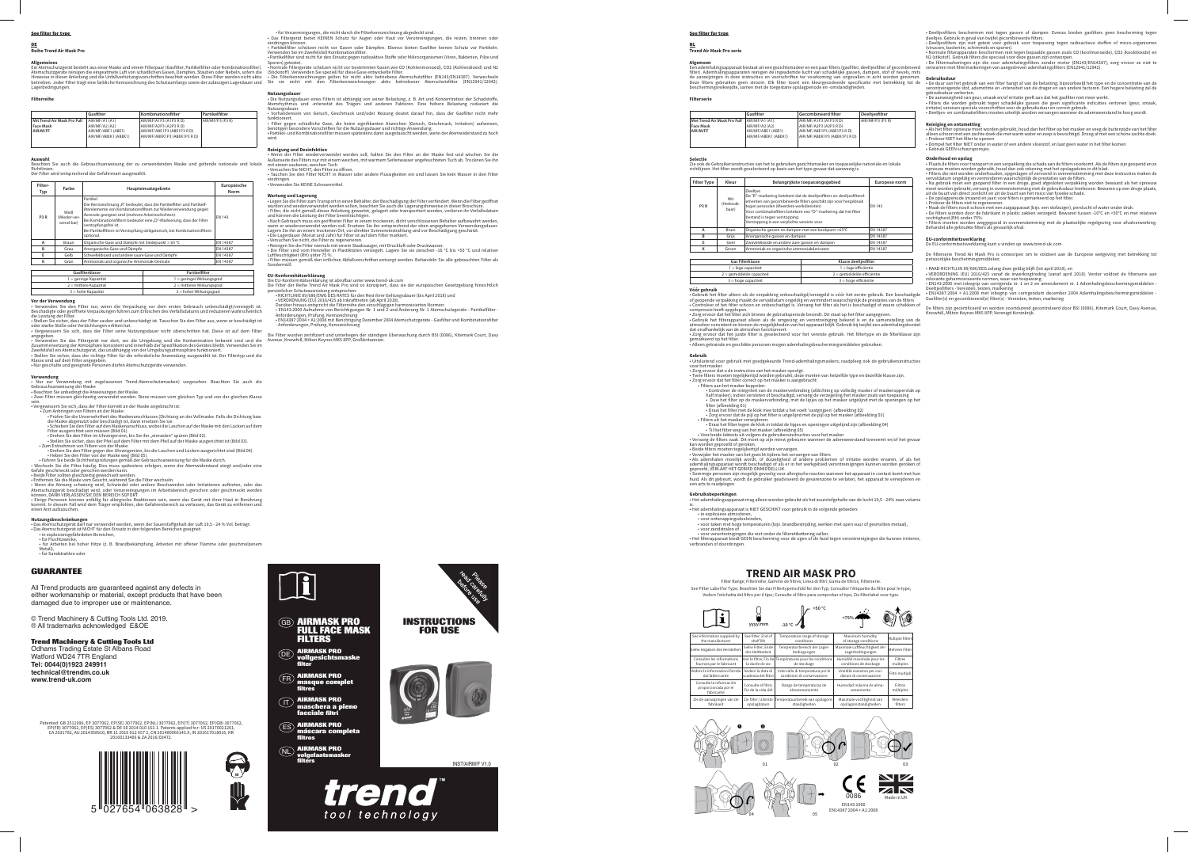See filter for type

**DE**
**Reihe Trend Air Mask Pro**

**Allgemeines**
Ein Atemschutzgerät besteht aus einer Maske und einem Filterpaar (Gasfilter, Partikelfilter oder Kombinationsfilter). Atemschutzgeräte reinigen die eingeatmete Luft von schädlichen Gasen, Dämpfen, Stauben oder Nebeln, sofern die Hinweise in dieser Anleitung und die Unfallverhütungsvorschriften beachtet werden. Diese Filter werden nicht aktiv betrieben. Jeder Filter trägt eine farbliche Kennzeichnung des Schutzumfangs sowie der zulässigen Lagerdauer und Lagerbedingungen.

**Filterreihe**

| | Gasfilter | Kombinationsfilter | Partikelfilter |
|---|---|---|---|
| Mit Trend Air Mask Pro Full Face Mask AIRMF/FF | AIRMF/A1 (A1) AIRMF/A2 (A2) AIRMF/ABE1 (ABE1) AIRMF/ABEK1 (ABEK1) | AIRMF/A1P3 (A1P3 R D) AIRMF/A2P3 (A2P3 R D) AIRMF/ABE1P3 (ABE1P3 R D) AIRMF/ABEK1P3 (ABEK1P3 R D) | AIRMF/P3 (P3 R) |

**Auswahl**
Beachten Sie auch die Gebrauchsanweisung der zu verwendenden Maske und geltende nationale und lokale Richtlinien.
• Der Filter wird entsprechend der Gefahrenart ausgewählt.

| Filter-Typ | Farbe | Hauptwirksamkeitsgebiete | Europäische Norm |
|---|---|---|---|
| P3 R | Weiß (Wieder-verwend-bar) | Partikel. Die Kennzeichnung „R" bedeutet, dass die Partikelfilter und Partikelfilterelemente von Kombinationsfiltern zur Wiederverwendung gegen Aerosole geeignet sind (mehrere Arbeitsschichten). Bei Kombinationsfiltern bedeutet eine „D"-Markierung, dass der Filter verstopfungsfrei ist. Bei Partikelfiltern ist Verstopfung obligatorisch, bei Kombinationsfiltern optional. | EN 143 |
| A | Braun | Organische Gase und Dämpfe mit Siedepunkt > 65 °C | EN 14387 |
| B | Grau | Anorganische Gase und Dämpfe | EN 14387 |
| E | Gelb | Schwefeldioxid und andere saure Gase und Dämpfe | EN 14387 |
| K | Grün | Ammoniak und organische Ammoniak-Derivate | EN 14387 |

| Gasfilterklasse | Partikelfilter |
|---|---|
| 1 = geringe Kapazität | 1 = geringer Wirkungsgrad |
| 2 = mittlere Kapazität | 2 = mittlerer Wirkungsgrad |
| 3 = hohe Kapazität | 3 = hoher Wirkungsgrad |

**Vor der Verwendung**
• Verwenden Sie den Filter nur, wenn die Verpackung vor dem ersten Gebrauch unbeschädigt/versiegelt ist. Beschädigte oder geöffnete Verpackungen führen zum Erlöschen des Verfallsdatums und reduzieren wahrscheinlich die Leistung der Filter.
• Stellen Sie sicher, dass der Filter sauber und unbeschädigt ist. Tauschen Sie den Filter aus, wenn er beschädigt ist oder starke Stöße oder Verdrückungen erlitten hat.
• Vergewissern Sie sich, dass der Filter seine Nutzungsdauer nicht überschritten hat. Diese ist auf dem Filter angegeben.
• Verwenden Sie das Filtergerät nur dort, wo die Umgebung und die Kontamination bekannt sind und die Zusammensetzung der Atmosphäre konsistent und innerhalb der Spezifikation des Gerätes bleibt. Verwenden Sie im Zweifelsfall ein Atemschutzgerät, das unabhängig von der Umgebungsatmosphäre funktioniert.
• Stellen Sie sicher, dass der richtige Filter für die erforderliche Anwendung ausgewählt ist. Der Filtertyp und die Klasse sind auf dem Filter angegeben.
• Nur geschulte und geeignete Personen dürfen Atemschutzgeräte verwenden.

**Verwendung**
• Nur zur Verwendung mit zugelassenen Trend-Atemschutzmasken) vorgesehen. Beachten Sie auch die Gebrauchsanweisung der Maske
• Beachten Sie unbedingt die Anweisungen der Maske.
• Zwei Filter müssen gleichzeitig verwendet werden. Diese müssen vom gleichen Typ und von der gleichen Klasse sein.
• Vergewissern Sie sich, dass der Filter korrekt an der Maske angebracht ist:
  • Zum Anbringen von Filtern an der Maske:
    • Prüfen Sie die Unversehrtheit des Maskenanschlusses (Dichtung an der Vollmaske. Falls die Dichtung bzw. die Maske abgenutzt oder beschädigt ist, dann ersetzen Sie sie.
    • Schieben Sie den Filter auf den Maskenanschluss, wobei die Laschen auf der Maske mit den Lücken auf dem Filter ausgerichtet sein müssen (Bild 01).
    • Drehen Sie den Filter im Uhrzeigersinn, bis Sie ihn „einrasten" spüren (Bild 02).
    • Stellen Sie sicher, dass der Pfeil auf dem Filter mit dem Pfeil auf der Maske ausgerichtet ist (Bild 03).
  • Zum Entfernen von Filtern von der Maske:
    • Drehen Sie den Filter gegen den Uhrzeigersinn, bis die Laschen und Lücken ausgerichtet sind (Bild 04).
    • Heben Sie den Filter von der Maske weg (Bild 05).
  • Führen Sie beide Dichtheitsprüfungen gemäß der Gebrauchsanweisung für die Maske durch.
• Wechseln Sie die Filter häufig. Dies muss spätestens erfolgen, wenn der Atemwiderstand steigt und/oder eine Gefahr geschmeckt oder gerochen werden kann.
• Beide Filter sollten gleichzeitig gewechselt werden.
• Entfernen Sie die Maske vom Gesicht, während Sie die Filter wechseln.
• Wenn die Atmung schwierig wird, Schwindel oder andere Beschwerden oder Irritationen auftreten, oder das Atemschutzgerät beschädigt wird, oder Verunreinigungen im Arbeitsbereich gerochen oder geschmeckt werden können, DANN VERLASSEN SIE DEN BEREICH SOFORT.
• Einige Personen können anfällig für allergische Reaktionen sein, wenn das Gerät mit ihrer Haut in Berührung kommt. In diesem Fall wird dem Träger empfohlen, den Gefahrenbereich zu verlassen, das Gerät zu entfernen und einen Arzt aufzusuchen.

**Nutzungsbeschränkungen**
• Das Atemschutzgerät darf nur verwendet werden, wenn der Sauerstoffgehalt der Luft 19,5 - 24 % Vol. beträgt.
• Das Atemschutzgerät ist NICHT für den Einsatz in den folgenden Bereichen geeignet:
  • in explosionsgefährdeten Bereichen,
  • für Fluchtzwecke,
  • für Arbeiten bei hoher Hitze (z. B. Brandbekämpfung, Arbeiten mit offener Flamme oder geschmolzenem Metall),
  • für Sandstrahlen oder
  • für Verunreinigungen, die nicht durch die Filterkennzeichnung abgedeckt sind.
• Das Filtergerät bietet KEINEN Schutz für Augen oder Haut vor Verunreinigungen, die reizen, brennen oder eindringen können.
• Partikelfilter schützen nicht vor Gasen oder Dämpfen. Ebenso bieten Gasfilter keinen Schutz vor Partikeln. Verwenden Sie im Zweifelsfall Kombinationsfilter.
• Partikelfilter sind nicht für den Einsatz gegen radioaktive Stoffe oder Mikroorganismen (Viren, Bakterien, Pilze und Sporen) geeignet.
• Normale Filtergeräte schützen nicht vor bestimmten Gasen wie CO (Kohlenmonoxid), $CO_2$ (Kohlendioxid) und $N_2$ (Stickstoff). Verwenden Sie speziell für diese Gase entwickelte Filter.
• Die Filterkennzeichnungen gelten für nicht aktiv betriebene Atemschutzfilter (EN143/EN14387). Verwechseln Sie sie nicht mit den Filterkennzeichnungen aktiv betriebener Atemschutzfilter (EN12941/12942).

**Nutzungsdauer**
• Die Nutzungsdauer eines Filters ist abhängig von seiner Belastung, z. B. Art und Konzentration der Schadstoffe, Atemrhythmus und -intensität des Trägers und anderen Faktoren. Eine höhere Belastung reduziert die Nutzungsdauer.
• Vorhandensein von Geruch, Geschmack und/oder Reizung deutet darauf hin, dass der Gasfilter nicht mehr funktioniert.
• Filter gegen schädliche Gase, die keine signifikanten Anzeichen (Geruch, Geschmack, Irritation) aufweisen, benötigen besondere Vorschriften für die Nutzungsdauer und richtige Anwendung.
• Partikel- und Kombinationsfilter müssen spätestens dann ausgetauscht werden, wenn der Atemwiderstand zu hoch wird.

**Reinigung und Desinfektion**
• Wenn der Filter wiederverwendet werden soll, halten Sie den Filter an der Maske fest und wischen Sie die Außenseite des Filters nur mit einem weichen, mit warmem Seifenwasser angefeuchteten Tuch ab. Trocknen Sie ihn mit einem sauberen, weichen Tuch.
• Versuchen Sie NICHT, den Filter zu öffnen.
• Tauchen Sie den Filter NICHT in Wasser oder andere Flüssigkeiten ein und lassen Sie kein Wasser in den Filter eindringen.
• Verwenden Sie KEINE Scheuermittel.

**Wartung und Lagerung**
• Legen Sie die Filter zum Transport in einen Behälter, der Beschädigung der Filter verhindert. Wenn die Filter geöffnet wurden und wiederverwendet werden sollen, beachten Sie auch die Lagerungshinweise in dieser Broschüre.
• Filter, die nicht gemäß dieser Anleitung gewartet, gelagert oder transportiert werden, verlieren ihr Verfallsdatum und können die Leistung der Filter beeinträchtigen.
• Nach Gebrauch muss ein geöffneter Filter in einem trockenen, dicht verschlossenen Behälter aufbewahrt werden, wenn er wiederverwendet werden soll. Ersetzen Sie ihn entsprechend der oben angegebenen Verwendungsdauer. Lagern Sie ihn an einem trockenen Ort, vor direkter Sonneneinstrahlung und vor Beschädigung geschützt.
• Die Lagerdauer (Monat und Jahr) für Filter ist auf dem Filter markiert.
• Versuchen Sie nicht, die Filter zu regenerieren.
• Reinigen Sie die Filter niemals mit einem Staubsauger, mit Druckluft oder Druckwasser.
• Die Filter sind vom Hersteller in Plastiktüten versiegelt. Lagern Sie sie zwischen -10 °C bis +50 °C und relativer Luftfeuchtigkeit (RH) unter 75 %.
• Filter müssen gemäß den örtlichen Abfallvorschriften entsorgt werden. Behandeln Sie alle gebrauchten Filter als Sondermüll.

**EU-Konformitätserklärung**
Die EU-Konformitätserklärung ist abrufbar unter www.trend-uk.com
Die Filter der Reihe Trend Air Mask Pro sind so konzipiert, dass sie der europäischen Gesetzgebung hinsichtlich persönlicher Schutzausrüstung entsprechen:
• RICHTLINIE 89/686/EWG DES RATES für den Rest ihrer Geltungsdauer (bis April 2018) und
• VERORDNUNG (EU) 2016/425 ab Inkrafttreten (ab April 2018).
Darüber hinaus entspricht die Filterreihe den einschlägigen harmonisierten Normen:
• EN 143:2000 Aufnahme von Berichtigungen Nr. 1 und 2 und Änderung Nr. 1 Atemschutzgeräte - Partikelfilter - Anforderungen, Prüfung, Kennzeichnung
• EN14387:2004 + A1:2008 mit Berichtigung Dezember 2004 Atemschutzgeräte - Gasfilter und Kombinationsfilter - Anforderungen, Prüfung, Kennzeichnung

Die Filter wurden zertifiziert und unterliegen der ständigen Überwachung durch BSI (0086), Kitemark Court, Davy Avenue, Knowlhill, Milton Keynes MK5 8PP, Großbritannien.

## GUARANTEE

All Trend products are guaranteed against any defects in either workmanship or material, except products that have been damaged due to improper use or maintenance.

© Trend Machinery & Cutting Tools Ltd. 2019.
® All trademarks acknowledged E&OE

**Trend Machinery & Cutting Tools Ltd**
Odhams Trading Estate St Albans Road
Watford WD24 7TR England
**Tel: 0044(0)1923 249911**
**technical@trendm.co.uk**
**www.trend-uk.com**

Patented: GB 2511996, EP 3077062, EP(SE) 3077062, EP(NL) 3077062, EP(IT) 3077062, EP(GB) 3077062, EP(FR) 3077062, EP(ES) 3077062 & DE 60 2014 010 163.1. Patents applied for: US 20170021201, CA 2931782, AU 2014358910, BR 11 2016 012 657 2, CN 201480066345.X, IN 201617018416, KR 20160133408 & ZA 2016/03472.

5 027654 063828 >

Please read carefully before use

(GB) **AIRMASK PRO FULL FACE MASK FILTERS**
(DE) **AIRMASK PRO vollgesichtsmaske filter**
(FR) **AIRMASK PRO masque complet filtres**
(IT) **AIRMASK PRO maschera a pieno facciale filtri**
(ES) **AIRMASK PRO máscara completa filtros**
(NL) **AIRMASK PRO volgelaatsmasker filters**

**INSTRUCTIONS FOR USE**

INST/AIRMF V1.0

**trend** tool technology

See filter for type

**NL**
**Trend Air Mask Pro serie**

**Algemeen**
Een ademhalingsapparaat bestaat uit een gezichtsmasker en een paar filters (gasfilter, deeltjesfilter of gecombineerd filter). Ademhalingsapparaten reinigen de ingeademde lucht van schadelijke gassen, dampen, stof of nevels, mits de aanwijzingen in deze instructies en voorschriften ter voorkoming van ongevallen in acht worden genomen. Deze filters gebruiken geen stroom. Elk filter toont een kleurgecodeerde specificatie met betrekking tot de beschermingsniveaus, samen met de toegestane opslagperiode en -omstandigheden.

**Filterserie**

| | Gasfilter | Gecombineerd filter | Deeltjesfilter |
|---|---|---|---|
| Met Trend Air Mask Pro Full Face Mask AIRMF/FF | AIRMF/A1 (A1) AIRMF/A2 (A2) AIRMF/ABE1 (ABE1) AIRMF/ABEK1 (ABEK1) | AIRMF/A1P3 (A1P3 R D) AIRMF/A2P3 (A2P3 R D) AIRMF/ABE1P3 (ABE1P3 R D) AIRMF/ABEK1P3 (ABEK1P3 R D) | AIRMF/P3 (P3 R) |

**Selectie**
Zie ook de Gebruikersinstructies van het te gebruiken gezichtsmasker en toepasselijke nationale en lokale richtlijnen. Het filter wordt geselecteerd op basis van het type gevaar dat aanwezig is.

| Filter Type | Kleur | Belangrijkste toepassingsgebied | Europese norm |
|---|---|---|---|
| P3 R | Wit (Herbruik-baar) | Deeltjes. De "R"-markering betekent dat de deeltjesfilters en deeltjesfilterelementen van gecombineerde filters geschikt zijn voor hergebruik tegen aerosolen (Meerdere werkdiensten). Voor combinatiefilters betekent een "D"-markering dat het filter bestand is tegen verstopping. Verstopping is een verplichte vereiste voor... | EN 143 |
| A | Bruin | Organische gassen en dampen met een kookpunt >65°C | EN 14387 |
| B | Grijs | Anorganische gassen en dampen | EN 14387 |
| E | Geel | Zwaveldioxide en andere zure gassen en dampen | EN 14387 |
| K | Groen | Ammoniak en organische ammoniakderivaten | EN 14387 |

| Gas Filterklasse | Klasse deeltjesfilter |
|---|---|
| 1 = lage capaciteit | 1 = lage efficiëntie |
| 2 = gemiddelde capaciteit | 2 = gemiddelde efficiëntie |
| 3 = hoge capaciteit | 3 = hoge efficiëntie |

**Vóór gebruik**
• Gebruik het filter alleen als de verpakking onbeschadigd/verzegeld is vóór het eerste gebruik. Een beschadigde of geopende verpakking maakt de vervaldatum ongeldig en vermindert waarschijnlijk de prestaties van de filters.
• Controleer of het filter schoon en onbeschadigd is. Vervang het filter als het is beschadigd of zware schokken of compressie heeft opgelopen.
• Zorg ervoor dat het filter zich binnen de gebruiksperiode bevindt. Dit staat op het filter aangegeven.
• Gebruik het filterapparaat alleen als de omgeving en verontreiniging bekend is en de samenstelling van de atmosfeer consistent en binnen de mogelijkheden van het apparaat blijft. Gebruik bij twijfel een ademhalingstoestel dat onafhankelijk van de atmosfeer functioneert.
• Zorg ervoor dat het juiste filter is geselecteerd voor het vereiste gebruik. Het filtertype en de filterklasse zijn gemarkeerd op het filter.
• Alleen getrainde en geschikte personen mogen ademhalingsbeschermingsmiddelen gebruiken.

**Gebruik**
• Uitsluitend voor gebruik met goedgekeurde Trend-ademhalingsmaskers; raadpleeg ook de gebruikersinstructies voor het masker.
• Zorg ervoor dat u de instructies van het masker opvolgt.
• Twee filters moeten tegelijkertijd worden gebruikt; deze moeten van hetzelfde type en dezelfde klasse zijn.
• Zorg ervoor dat het filter correct op het masker is aangebracht:
  • Filters aan het masker koppelen:
    • Controleer de integriteit van de maskerverbinding (afdichting op volledig masker of maskeroppervlak op half masker); indien versleten of beschadigd, vervang de verzegeling/het masker zoals van toepassing.
    • Duw het filter op de maskerverbinding, met de lipjes op het masker uitgelijnd met de openingen op het filter (afbeelding 01)
    • Draai het filter met de klok mee totdat u het voelt "vastgrijpen" (afbeelding 02)
    • Zorg ervoor dat de pijl op het filter is uitgelijnd met de pijl op het masker (afbeelding 03)
  • Filters uit het masker verwijderen:
    • Draai het filter tegen de klok in totdat de lipjes en openingen uitgelijnd zijn (afbeelding 04)
    • Til het filter weg van het masker (afbeelding 05)
  • Voer beide lektests uit volgens de gebruikersinstructies voor het masker
• Vervang de filters vaak. Dit moet op zijn minst gebeuren wanneer de ademweerstand toeneemt en/of het gevaar kan worden geproefd of geroken.
• Beide filters moeten tegelijkertijd worden vervangen.
• Verwijder het masker van het gezicht tijdens het vervangen van filters.
• Als ademhalen moeilijk wordt, of duizeligheid of andere problemen of irritatie worden ervaren, of als het ademhalingsapparaat wordt beschadigd of als er in het werkgebied verontreinigingen kunnen worden geroken of geproefd, VERLAAT HET GEBIED ONMIDDELLIJK.
• Sommige personen zijn mogelijk gevoelig voor allergische reacties wanneer het apparaat in contact komt met hun huid. Als dit gebeurt, wordt de gebruiker geadviseerd de gevarenzone te verlaten, het apparaat te verwijderen en een arts te raadplegen.

**Gebruiksbeperkingen**
• Het ademhalingsapparaat mag alleen worden gebruikt als het zuurstofgehalte van de lucht 19,5 - 24% naar volume is.
• Het ademhalingsapparaat is NIET GESCHIKT voor gebruik in de volgende gebieden:
  • in explosieve atmosferen,
  • voor ontsnappingsdoeleinden,
  • voor taken met hoge temperaturen (bijv. brandbestrijding, werken met open vuur of gesmolten metaal),
  • voor zandstralen of
  • voor verontreinigingen die niet onder de filteretikettering vallen.
• Het filterapparaat biedt GEEN bescherming voor de ogen of de huid tegen verontreinigingen die kunnen irriteren, verbranden of doordringen.
• Deeltjesfilters beschermen niet tegen gassen of dampen. Evenzo bieden gasfilters geen bescherming tegen deeltjes. Gebruik in geval van twijfel gecombineerde filters.
• Deeltjesfilters zijn niet getest voor gebruik voor toepassing tegen radioactieve stoffen of micro-organismen (virussen, bacteriën, schimmels en sporen).
• Normale filterapparaten beschermen niet tegen bepaalde gassen zoals CO (koolmonoxide), $CO_2$ (kooldioxide) en $N_2$ (stikstof). Gebruik filters die speciaal voor deze gassen zijn ontworpen.
• De filtermarkeringen zijn die voor ademhalingsfilters zonder motor (EN143/EN14387); zorg ervoor ze niet te verwarren met filtermarkeringen van aangedreven ademhalingsfilters (EN12941/12942).

**Gebruiksduur**
• De duur van het gebruik van een filter hangt af van de belasting, bijvoorbeeld het type en de concentratie van de verontreinigende stof, ademritme en -intensiteit van de drager en van andere factoren. Een hogere belasting zal de gebruiksduur verkorten.
• De aanwezigheid van geur, smaak en/of irritatie geeft aan dat het gasfilter niet meer werkt.
• Filters die worden gebruikt tegen schadelijke gassen die geen significante indicaties vertonen (geur, smaak, irritatie) vereisen speciale voorschriften voor de gebruiksduur en correct gebruik.
• Deeltjes- en combinatiefilters moeten uiterlijk worden vervangen wanneer de ademweerstand te hoog wordt.

**Reiniging en ontsmetting**
• Als het filter opnieuw moet worden gebruikt, houd dan het filter op het masker en veeg de buitenzijde van het filter alleen schoon met een zachte doek die met warm water en zeep is bevochtigd. Droog af met een schone zachte doek.
• Probeer NIET het filter te openen.
• Dompel het filter NIET onder in water of een andere vloeistof, en laat geen water in het filter komen
• Gebruik GEEN schuurspons.

**Onderhoud en opslag**
• Plaats de filters voor transport in een verpakking die schade aan de filters voorkomt. Als de filters zijn geopend en ze opnieuw moeten worden gebruikt, houd dan ook rekening met het opslagadvies in dit blad.
• Filters die niet worden onderhouden, opgeslagen of vervoerd in overeenstemming met deze instructies maken de vervaldatum ongeldig en verminderen waarschijnlijk de prestaties van de filters.
• Na gebruik moet een geopend filter in een droge, goed afgesloten verpakking worden bewaard als het opnieuw moet worden gebruikt; vervang in overeenstemming met de gebruiksduur hierboven. Bewaren op een droge plaats, uit de buurt van direct zonlicht en uit de buurt van het risico van fysieke schade.
• De opslagperiode (maand en jaar) voor filters is gemarkeerd op het filter.
• Probeer de filters niet te regenereren.
• Maak de filters nooit schoon met een zuigapparaat (bijv. een stofzuiger), perslucht of water onder druk.
• De filters worden door de fabrikant in plastic zakken verzegeld. Bewaren tussen -10°C en +50°C en met relatieve vochtigheid (RH) onder 75%.
• Filters moeten worden weggegooid in overeenstemming met de plaatselijke regelgeving voor afvalverwerking. Behandel alle gebruikte filters als gevaarlijk afval.

**EU-conformiteitsverklaring**
De EU-conformiteitsverklaring kunt u vinden op www.trend-uk.com

De filterserie Trend Air Mask Pro is ontworpen om te voldoen aan de Europese wetgeving met betrekking tot persoonlijke beschermingsmiddelen:
• RAAD-RICHTLIJN 89/686/EEG zolang deze geldig blijft (tot april 2018), en
• VERORDENING (EU) 2016/425 vanaf de inwerkingtreding (vanaf april 2018). Verder voldoet de filterserie aan relevante geharmoniseerde normen, waar van toepassing:
• EN143:2000 met inbegrip van corrigenda nr. 1 en 2 en amendement nr. 1 Ademhalingsbeschermingsmiddelen - Deeltjesfilters - Vereisten, testen, markering
• EN14387:2004 + A1:2008 met inbegrip van corrigendum december 2004 Ademhalingsbeschermingsmiddelen - Gasfilter(s) en gecombineerd(e) filter(s) - Vereisten, testen, markering

De filters zijn gecertificeerd en worden voortdurend gecontroleerd door BSI (0086), Kitemark Court, Davy Avenue, Knowlhill, Milton Keynes MK5 8PP, Verenigd Koninkrijk.

# TREND AIR MASK PRO

Filter Range; Filterreihe; Gamme de filtres; Linea di filtri; Gama de filtros; Filterserie.
See Filter Label for Type; Beachten Sie das Filtertypschild für den Typ; Consulter l'étiquette du filtre pour le type; Vedere l'etichetta del filtro per il tipo; Consulte el filtro para comprobar el tipo; Zie filterlabel voor type.

yyyy/mm -10 °C +50 °C <75%

| | | | | |
|---|---|---|---|---|
| See information supplied by the manufacturer | See filter; End of shelf life | Temperature range of storage conditions | Maximum humidity of storage conditions | Multiple filters |
| Siehe Angaben des Herstellers | Siehe Filter; Ende der Haltbarkeit | Temperaturbereich der Lagerbedingungen | Maximale Luftfeuchtigkeit der Lagerbedingungen | Mehrere Filter |
| Consulter les informations fournies par le fabricant | Voir le filtre; Fin de la durée de vie | Températures pour les conditions de stockage | Humidité maximale pour les conditions de stockage | Filtres multiples |
| Vedere le informazioni fornite dal fabbricante | Vedere la data di scadenza del filtro | Intervallo di temperatura per le condizioni di conservazione | Umidità massima per condizioni di conservazione | Filtro multipli |
| Consulte la información proporcionada por el fabricante | Consulte el filtro; Fin de la vida útil | Rango de temperatura de almacenamiento | Humedad máxima de almacenamiento | Filtros múltiples |
| Zie de aanwijzingen van de fabrikant | Zie filter; Uiterste opslagdatum | Temperatuurbereik van opslagomstandigheden | Maximale vochtigheid van opslagomstandigheden | Meerdere filters |

01 02 03 04 05

CE 0086
EN143:2000
EN14387:2004 + A1:2008

Made in UK